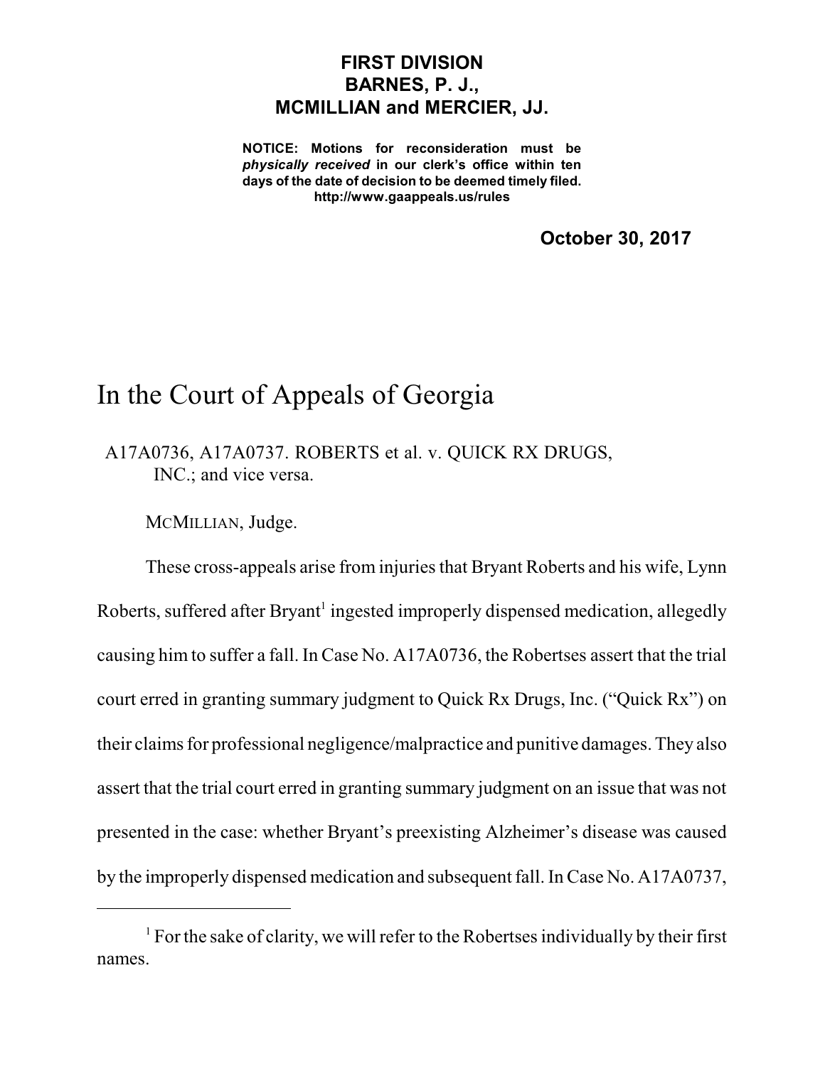**FIRST DIVISION**
**BARNES, P. J.,**
**MCMILLIAN and MERCIER, JJ.**

**NOTICE: Motions for reconsideration must be *physically received* in our clerk's office within ten days of the date of decision to be deemed timely filed. http://www.gaappeals.us/rules**

**October 30, 2017**

# In the Court of Appeals of Georgia

A17A0736, A17A0737. ROBERTS et al. v. QUICK RX DRUGS, INC.; and vice versa.

MCMILLIAN, Judge.

These cross-appeals arise from injuries that Bryant Roberts and his wife, Lynn Roberts, suffered after Bryant[1] ingested improperly dispensed medication, allegedly causing him to suffer a fall. In Case No. A17A0736, the Robertses assert that the trial court erred in granting summary judgment to Quick Rx Drugs, Inc. ("Quick Rx") on their claims for professional negligence/malpractice and punitive damages. They also assert that the trial court erred in granting summary judgment on an issue that was not presented in the case: whether Bryant's preexisting Alzheimer's disease was caused by the improperly dispensed medication and subsequent fall. In Case No. A17A0737,

---

[1] For the sake of clarity, we will refer to the Robertses individually by their first names.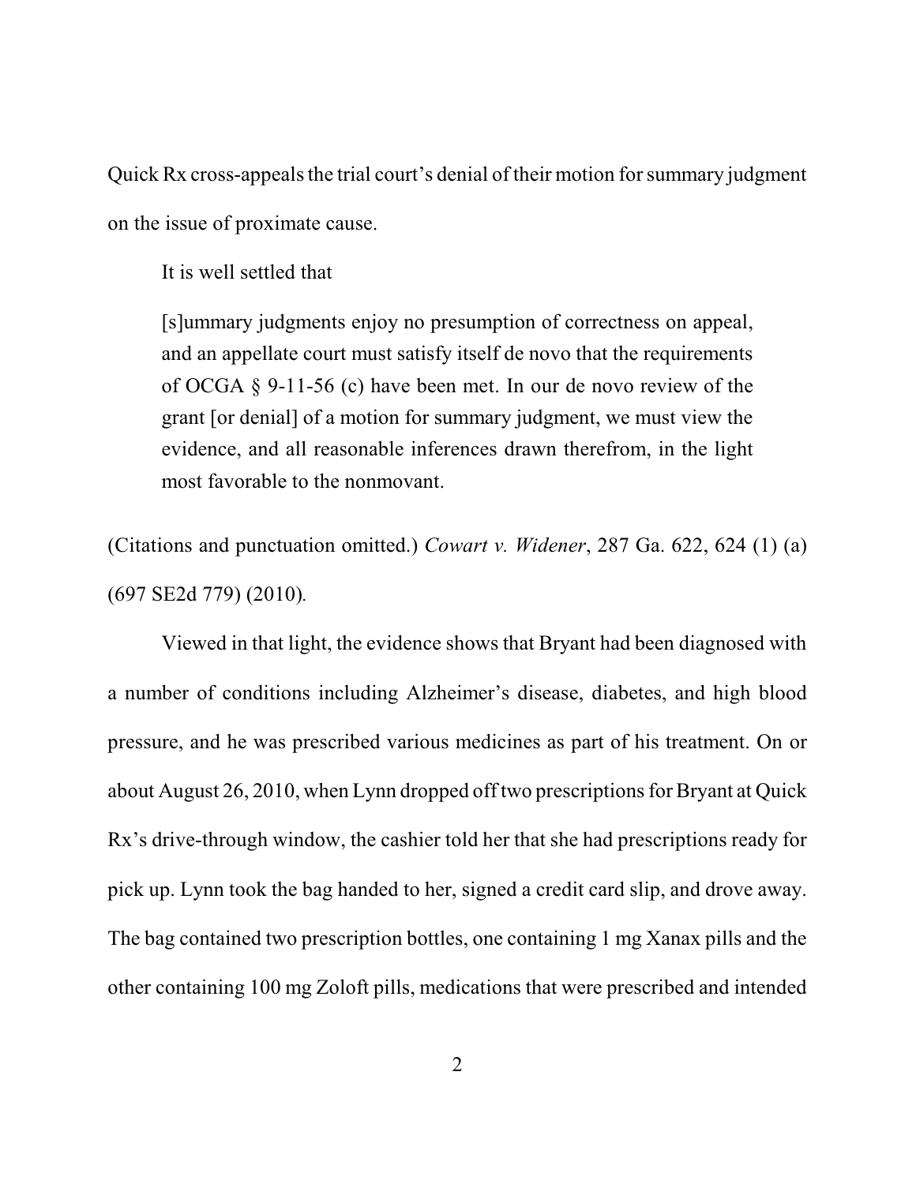Quick Rx cross-appeals the trial court's denial of their motion for summary judgment on the issue of proximate cause.

It is well settled that

> [s]ummary judgments enjoy no presumption of correctness on appeal, and an appellate court must satisfy itself de novo that the requirements of OCGA § 9-11-56 (c) have been met. In our de novo review of the grant [or denial] of a motion for summary judgment, we must view the evidence, and all reasonable inferences drawn therefrom, in the light most favorable to the nonmovant.

(Citations and punctuation omitted.) *Cowart v. Widener*, 287 Ga. 622, 624 (1) (a) (697 SE2d 779) (2010).

Viewed in that light, the evidence shows that Bryant had been diagnosed with a number of conditions including Alzheimer's disease, diabetes, and high blood pressure, and he was prescribed various medicines as part of his treatment. On or about August 26, 2010, when Lynn dropped off two prescriptions for Bryant at Quick Rx's drive-through window, the cashier told her that she had prescriptions ready for pick up. Lynn took the bag handed to her, signed a credit card slip, and drove away. The bag contained two prescription bottles, one containing 1 mg Xanax pills and the other containing 100 mg Zoloft pills, medications that were prescribed and intended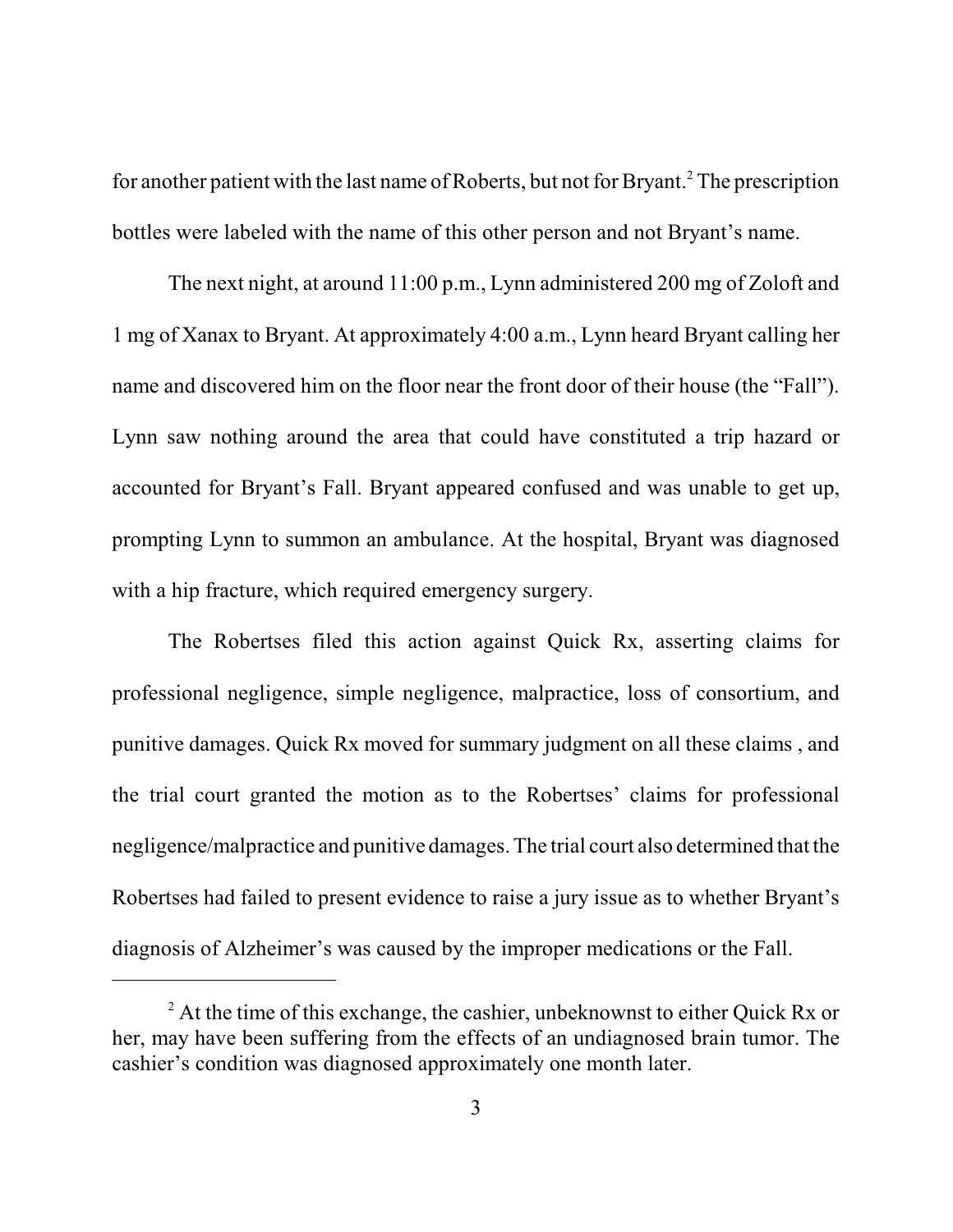for another patient with the last name of Roberts, but not for Bryant.[2] The prescription bottles were labeled with the name of this other person and not Bryant's name.

The next night, at around 11:00 p.m., Lynn administered 200 mg of Zoloft and 1 mg of Xanax to Bryant. At approximately 4:00 a.m., Lynn heard Bryant calling her name and discovered him on the floor near the front door of their house (the "Fall"). Lynn saw nothing around the area that could have constituted a trip hazard or accounted for Bryant's Fall. Bryant appeared confused and was unable to get up, prompting Lynn to summon an ambulance. At the hospital, Bryant was diagnosed with a hip fracture, which required emergency surgery.

The Robertses filed this action against Quick Rx, asserting claims for professional negligence, simple negligence, malpractice, loss of consortium, and punitive damages. Quick Rx moved for summary judgment on all these claims , and the trial court granted the motion as to the Robertses' claims for professional negligence/malpractice and punitive damages. The trial court also determined that the Robertses had failed to present evidence to raise a jury issue as to whether Bryant's diagnosis of Alzheimer's was caused by the improper medications or the Fall.

---

[2] At the time of this exchange, the cashier, unbeknownst to either Quick Rx or her, may have been suffering from the effects of an undiagnosed brain tumor. The cashier's condition was diagnosed approximately one month later.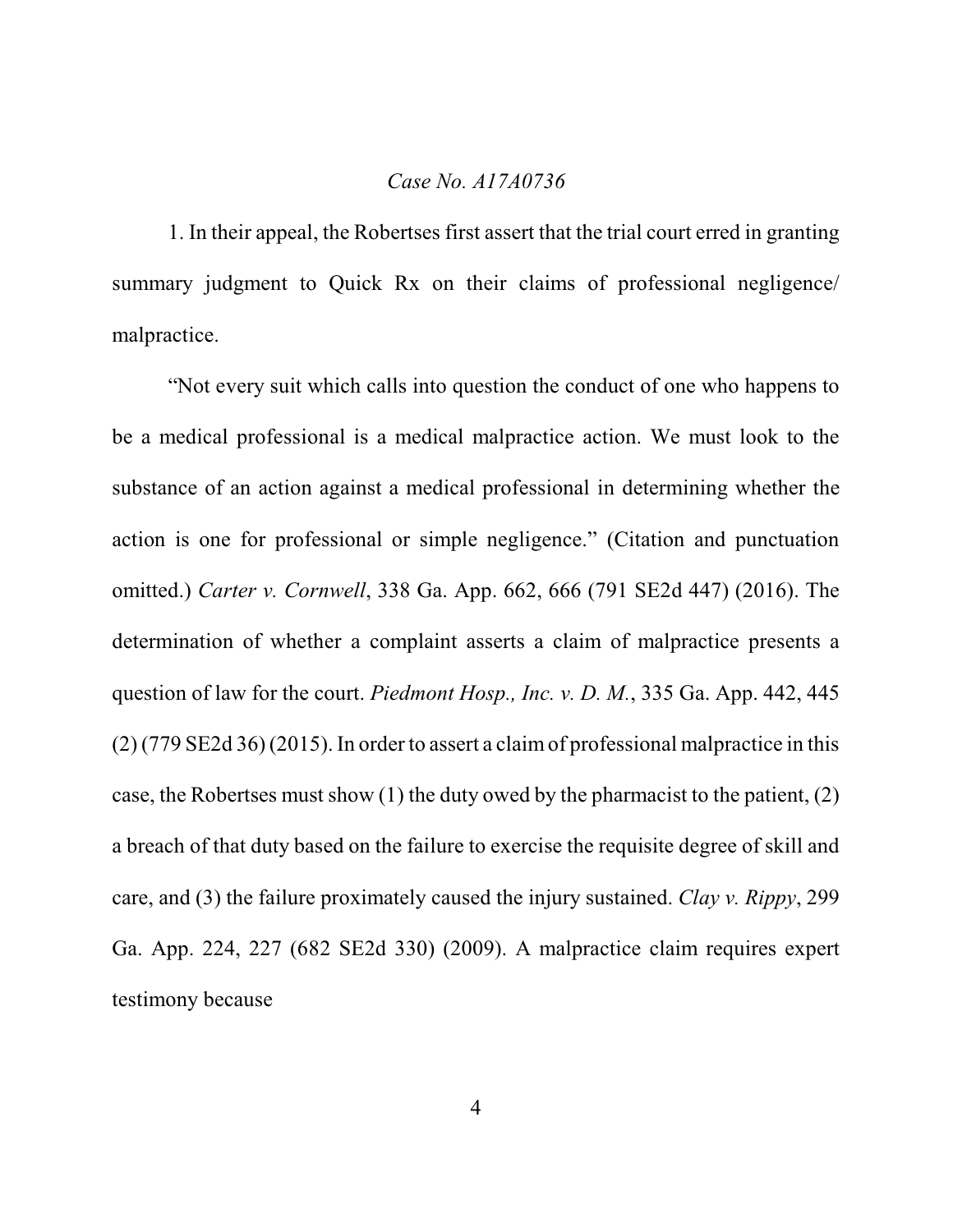*Case No. A17A0736*

1. In their appeal, the Robertses first assert that the trial court erred in granting summary judgment to Quick Rx on their claims of professional negligence/ malpractice.

"Not every suit which calls into question the conduct of one who happens to be a medical professional is a medical malpractice action. We must look to the substance of an action against a medical professional in determining whether the action is one for professional or simple negligence." (Citation and punctuation omitted.) *Carter v. Cornwell*, 338 Ga. App. 662, 666 (791 SE2d 447) (2016). The determination of whether a complaint asserts a claim of malpractice presents a question of law for the court. *Piedmont Hosp., Inc. v. D. M.*, 335 Ga. App. 442, 445 (2) (779 SE2d 36) (2015). In order to assert a claim of professional malpractice in this case, the Robertses must show (1) the duty owed by the pharmacist to the patient, (2) a breach of that duty based on the failure to exercise the requisite degree of skill and care, and (3) the failure proximately caused the injury sustained. *Clay v. Rippy*, 299 Ga. App. 224, 227 (682 SE2d 330) (2009). A malpractice claim requires expert testimony because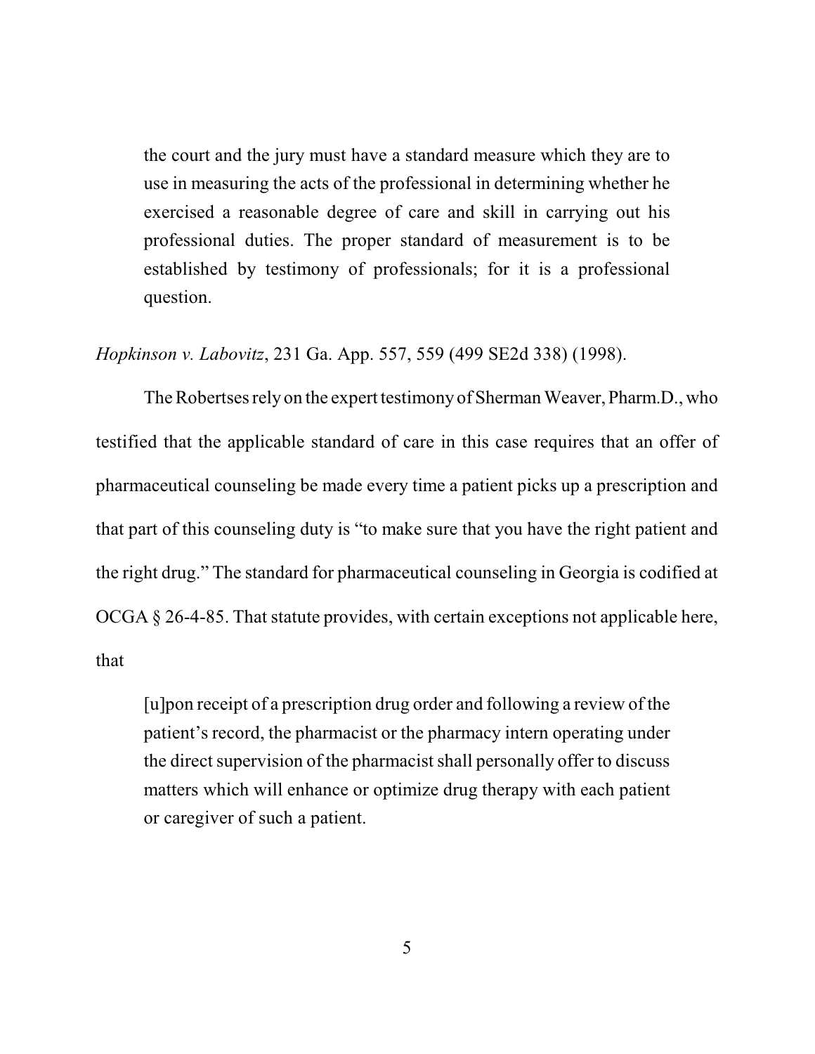> the court and the jury must have a standard measure which they are to use in measuring the acts of the professional in determining whether he exercised a reasonable degree of care and skill in carrying out his professional duties. The proper standard of measurement is to be established by testimony of professionals; for it is a professional question.

*Hopkinson v. Labovitz*, 231 Ga. App. 557, 559 (499 SE2d 338) (1998).

The Robertses rely on the expert testimony of Sherman Weaver, Pharm.D., who testified that the applicable standard of care in this case requires that an offer of pharmaceutical counseling be made every time a patient picks up a prescription and that part of this counseling duty is "to make sure that you have the right patient and the right drug." The standard for pharmaceutical counseling in Georgia is codified at OCGA § 26-4-85. That statute provides, with certain exceptions not applicable here, that

> [u]pon receipt of a prescription drug order and following a review of the patient's record, the pharmacist or the pharmacy intern operating under the direct supervision of the pharmacist shall personally offer to discuss matters which will enhance or optimize drug therapy with each patient or caregiver of such a patient.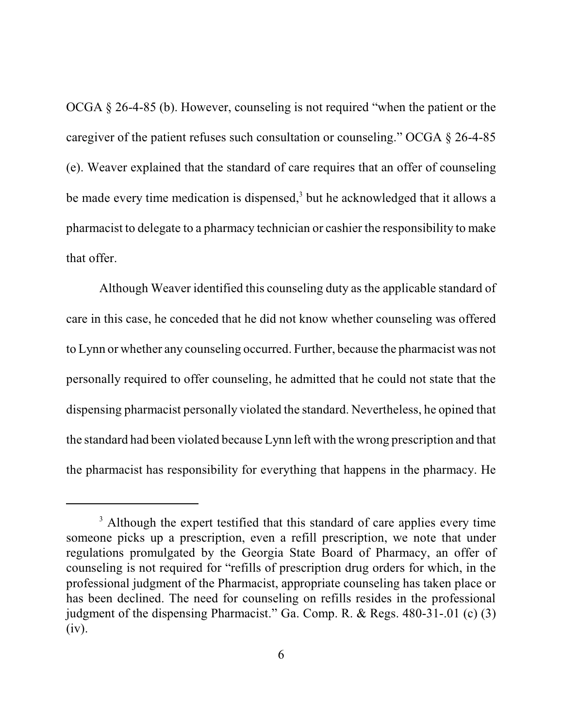OCGA § 26-4-85 (b). However, counseling is not required "when the patient or the caregiver of the patient refuses such consultation or counseling." OCGA § 26-4-85 (e). Weaver explained that the standard of care requires that an offer of counseling be made every time medication is dispensed,[3] but he acknowledged that it allows a pharmacist to delegate to a pharmacy technician or cashier the responsibility to make that offer.

Although Weaver identified this counseling duty as the applicable standard of care in this case, he conceded that he did not know whether counseling was offered to Lynn or whether any counseling occurred. Further, because the pharmacist was not personally required to offer counseling, he admitted that he could not state that the dispensing pharmacist personally violated the standard. Nevertheless, he opined that the standard had been violated because Lynn left with the wrong prescription and that the pharmacist has responsibility for everything that happens in the pharmacy. He

---

[3] Although the expert testified that this standard of care applies every time someone picks up a prescription, even a refill prescription, we note that under regulations promulgated by the Georgia State Board of Pharmacy, an offer of counseling is not required for "refills of prescription drug orders for which, in the professional judgment of the Pharmacist, appropriate counseling has taken place or has been declined. The need for counseling on refills resides in the professional judgment of the dispensing Pharmacist." Ga. Comp. R. & Regs. 480-31-.01 (c) (3) (iv).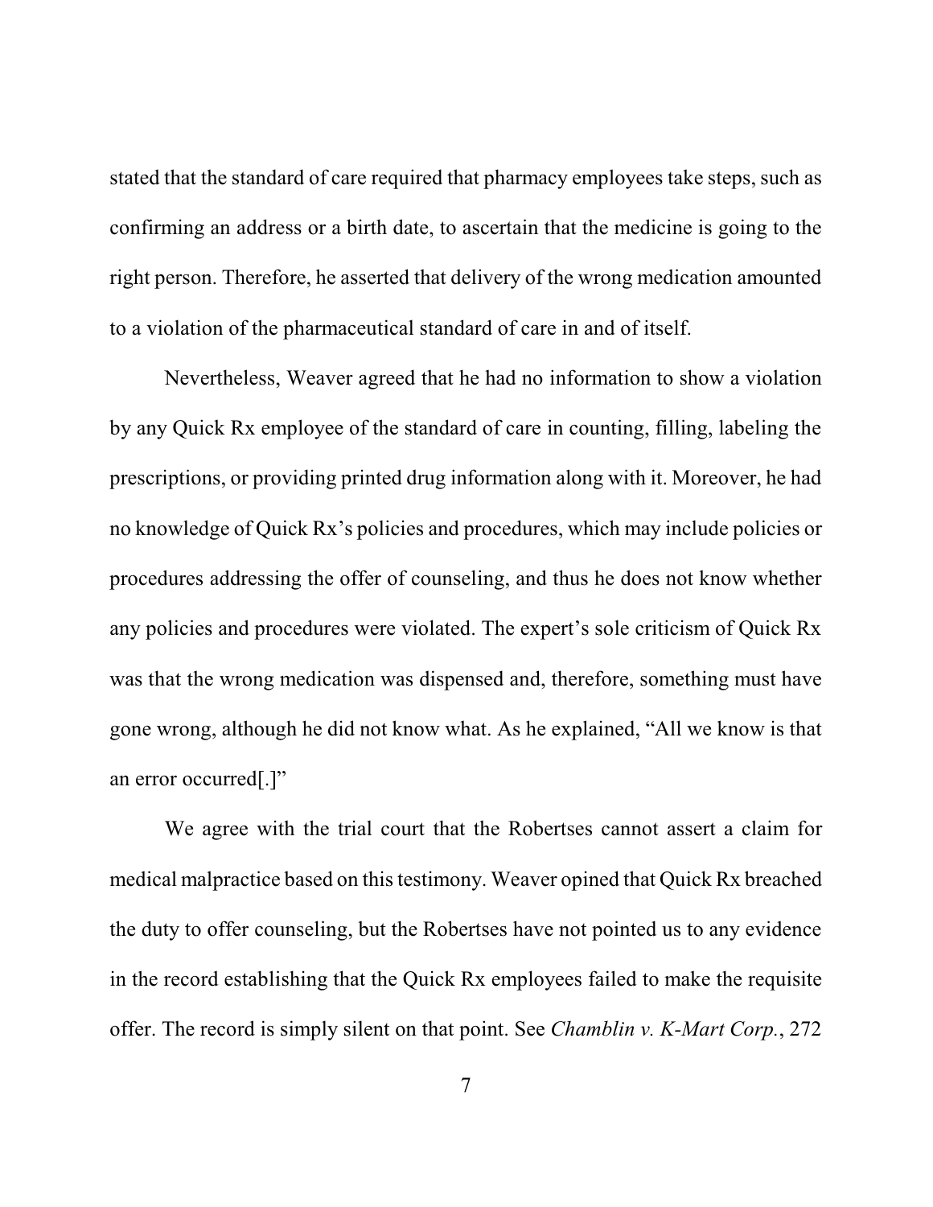stated that the standard of care required that pharmacy employees take steps, such as confirming an address or a birth date, to ascertain that the medicine is going to the right person. Therefore, he asserted that delivery of the wrong medication amounted to a violation of the pharmaceutical standard of care in and of itself.

Nevertheless, Weaver agreed that he had no information to show a violation by any Quick Rx employee of the standard of care in counting, filling, labeling the prescriptions, or providing printed drug information along with it. Moreover, he had no knowledge of Quick Rx's policies and procedures, which may include policies or procedures addressing the offer of counseling, and thus he does not know whether any policies and procedures were violated. The expert's sole criticism of Quick Rx was that the wrong medication was dispensed and, therefore, something must have gone wrong, although he did not know what. As he explained, "All we know is that an error occurred[.]"

We agree with the trial court that the Robertses cannot assert a claim for medical malpractice based on this testimony. Weaver opined that Quick Rx breached the duty to offer counseling, but the Robertses have not pointed us to any evidence in the record establishing that the Quick Rx employees failed to make the requisite offer. The record is simply silent on that point. See *Chamblin v. K-Mart Corp.*, 272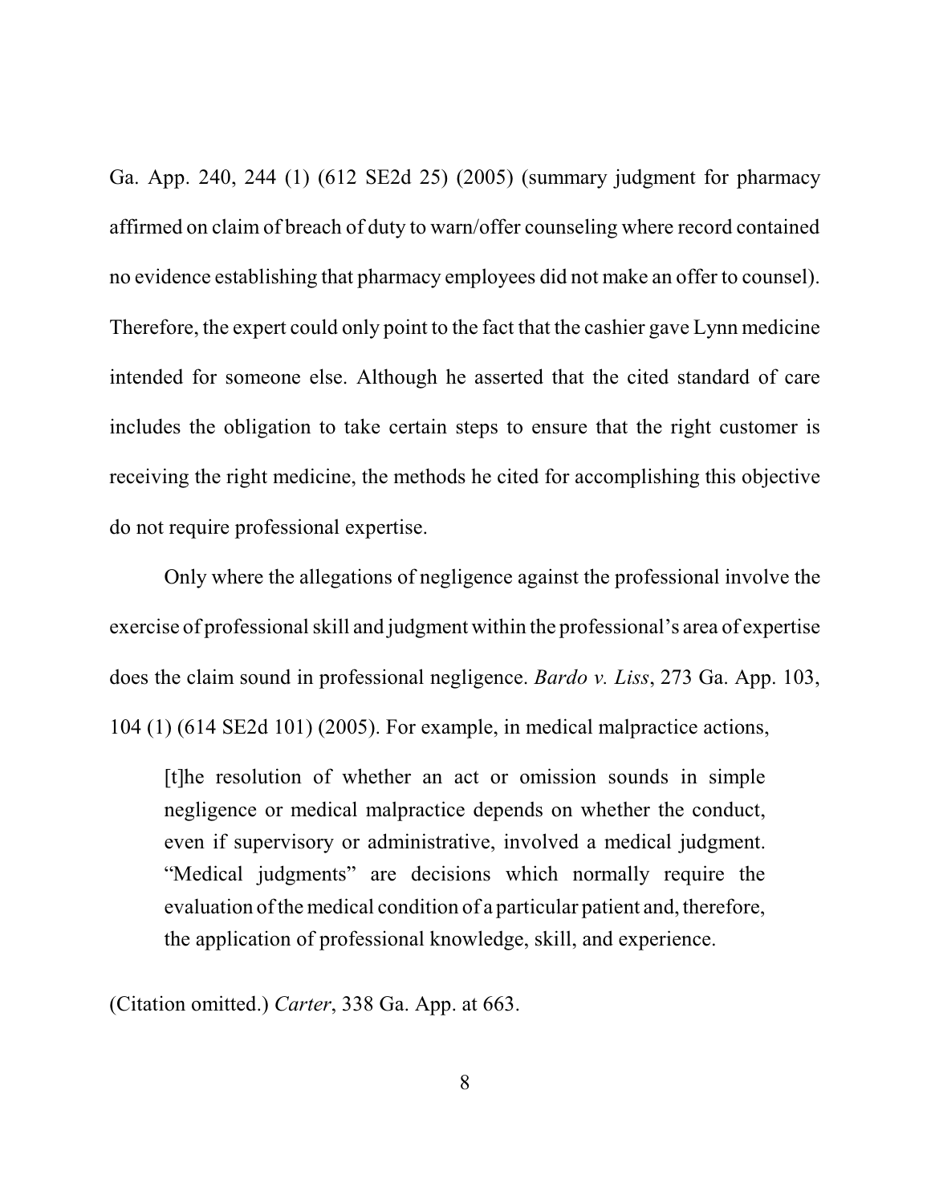Ga. App. 240, 244 (1) (612 SE2d 25) (2005) (summary judgment for pharmacy affirmed on claim of breach of duty to warn/offer counseling where record contained no evidence establishing that pharmacy employees did not make an offer to counsel). Therefore, the expert could only point to the fact that the cashier gave Lynn medicine intended for someone else. Although he asserted that the cited standard of care includes the obligation to take certain steps to ensure that the right customer is receiving the right medicine, the methods he cited for accomplishing this objective do not require professional expertise.

Only where the allegations of negligence against the professional involve the exercise of professional skill and judgment within the professional's area of expertise does the claim sound in professional negligence. *Bardo v. Liss*, 273 Ga. App. 103, 104 (1) (614 SE2d 101) (2005). For example, in medical malpractice actions,

> [t]he resolution of whether an act or omission sounds in simple negligence or medical malpractice depends on whether the conduct, even if supervisory or administrative, involved a medical judgment. "Medical judgments" are decisions which normally require the evaluation of the medical condition of a particular patient and, therefore, the application of professional knowledge, skill, and experience.

(Citation omitted.) *Carter*, 338 Ga. App. at 663.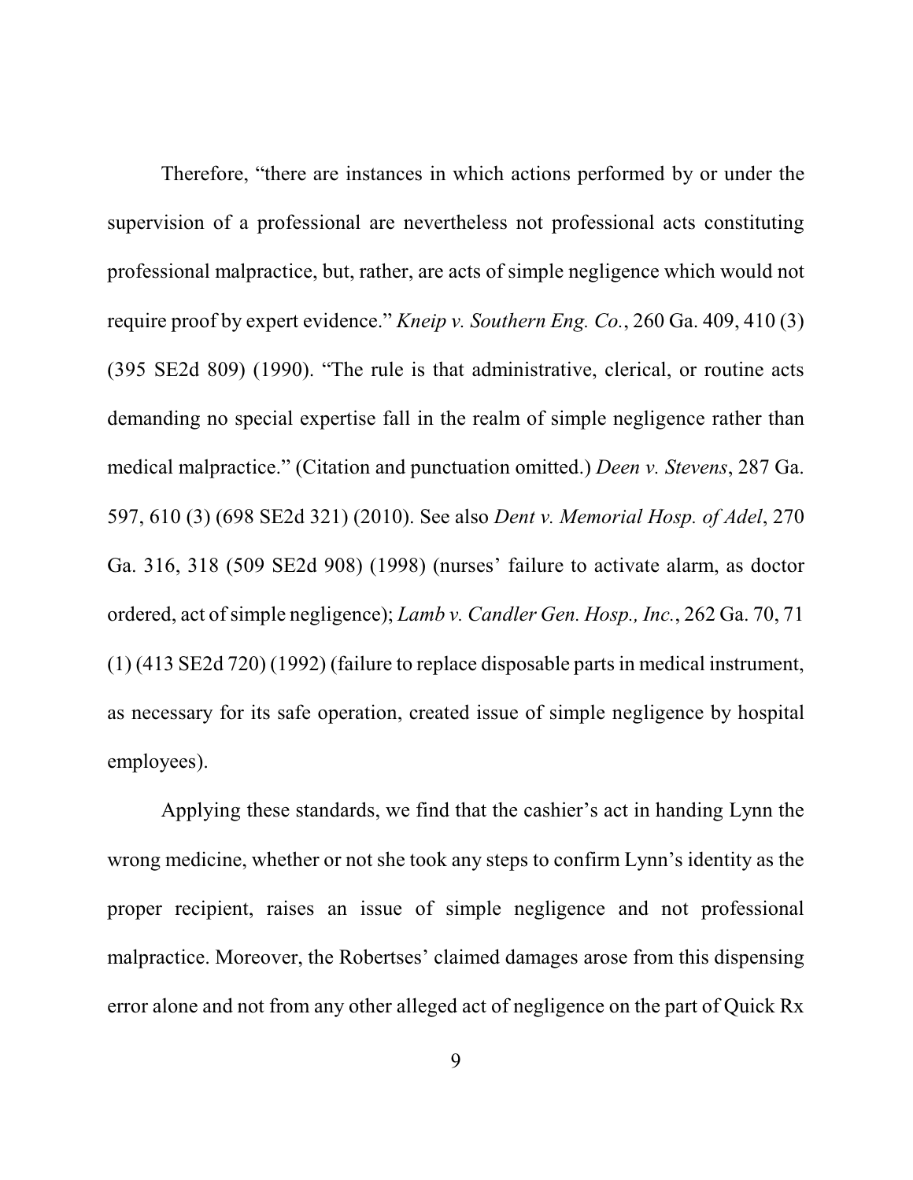Therefore, "there are instances in which actions performed by or under the supervision of a professional are nevertheless not professional acts constituting professional malpractice, but, rather, are acts of simple negligence which would not require proof by expert evidence." *Kneip v. Southern Eng. Co.*, 260 Ga. 409, 410 (3) (395 SE2d 809) (1990). "The rule is that administrative, clerical, or routine acts demanding no special expertise fall in the realm of simple negligence rather than medical malpractice." (Citation and punctuation omitted.) *Deen v. Stevens*, 287 Ga. 597, 610 (3) (698 SE2d 321) (2010). See also *Dent v. Memorial Hosp. of Adel*, 270 Ga. 316, 318 (509 SE2d 908) (1998) (nurses' failure to activate alarm, as doctor ordered, act of simple negligence); *Lamb v. Candler Gen. Hosp., Inc.*, 262 Ga. 70, 71 (1) (413 SE2d 720) (1992) (failure to replace disposable parts in medical instrument, as necessary for its safe operation, created issue of simple negligence by hospital employees).

Applying these standards, we find that the cashier's act in handing Lynn the wrong medicine, whether or not she took any steps to confirm Lynn's identity as the proper recipient, raises an issue of simple negligence and not professional malpractice. Moreover, the Robertses' claimed damages arose from this dispensing error alone and not from any other alleged act of negligence on the part of Quick Rx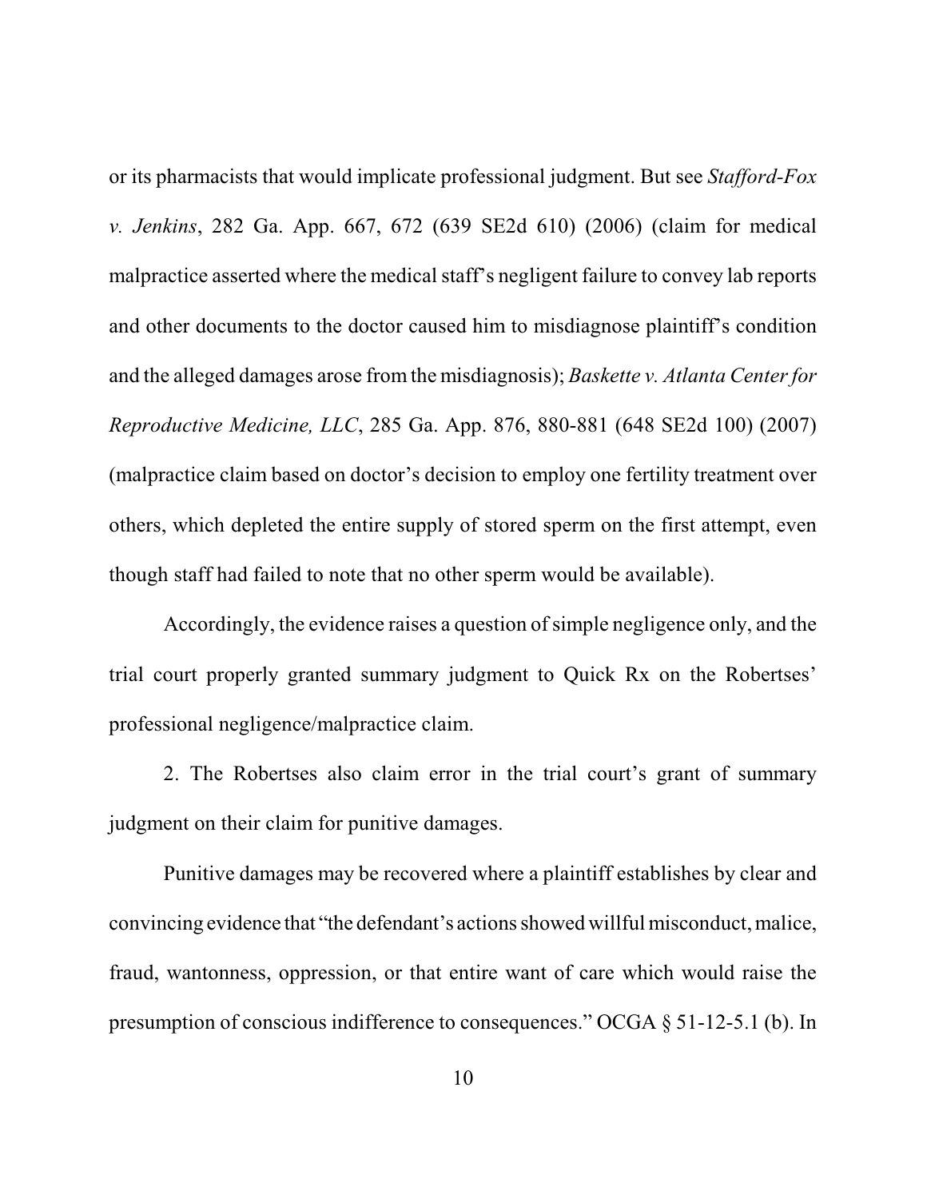or its pharmacists that would implicate professional judgment. But see *Stafford-Fox v. Jenkins*, 282 Ga. App. 667, 672 (639 SE2d 610) (2006) (claim for medical malpractice asserted where the medical staff's negligent failure to convey lab reports and other documents to the doctor caused him to misdiagnose plaintiff's condition and the alleged damages arose from the misdiagnosis); *Baskette v. Atlanta Center for Reproductive Medicine, LLC*, 285 Ga. App. 876, 880-881 (648 SE2d 100) (2007) (malpractice claim based on doctor's decision to employ one fertility treatment over others, which depleted the entire supply of stored sperm on the first attempt, even though staff had failed to note that no other sperm would be available).

Accordingly, the evidence raises a question of simple negligence only, and the trial court properly granted summary judgment to Quick Rx on the Robertses' professional negligence/malpractice claim.

2. The Robertses also claim error in the trial court's grant of summary judgment on their claim for punitive damages.

Punitive damages may be recovered where a plaintiff establishes by clear and convincing evidence that "the defendant's actions showed willful misconduct, malice, fraud, wantonness, oppression, or that entire want of care which would raise the presumption of conscious indifference to consequences." OCGA § 51-12-5.1 (b). In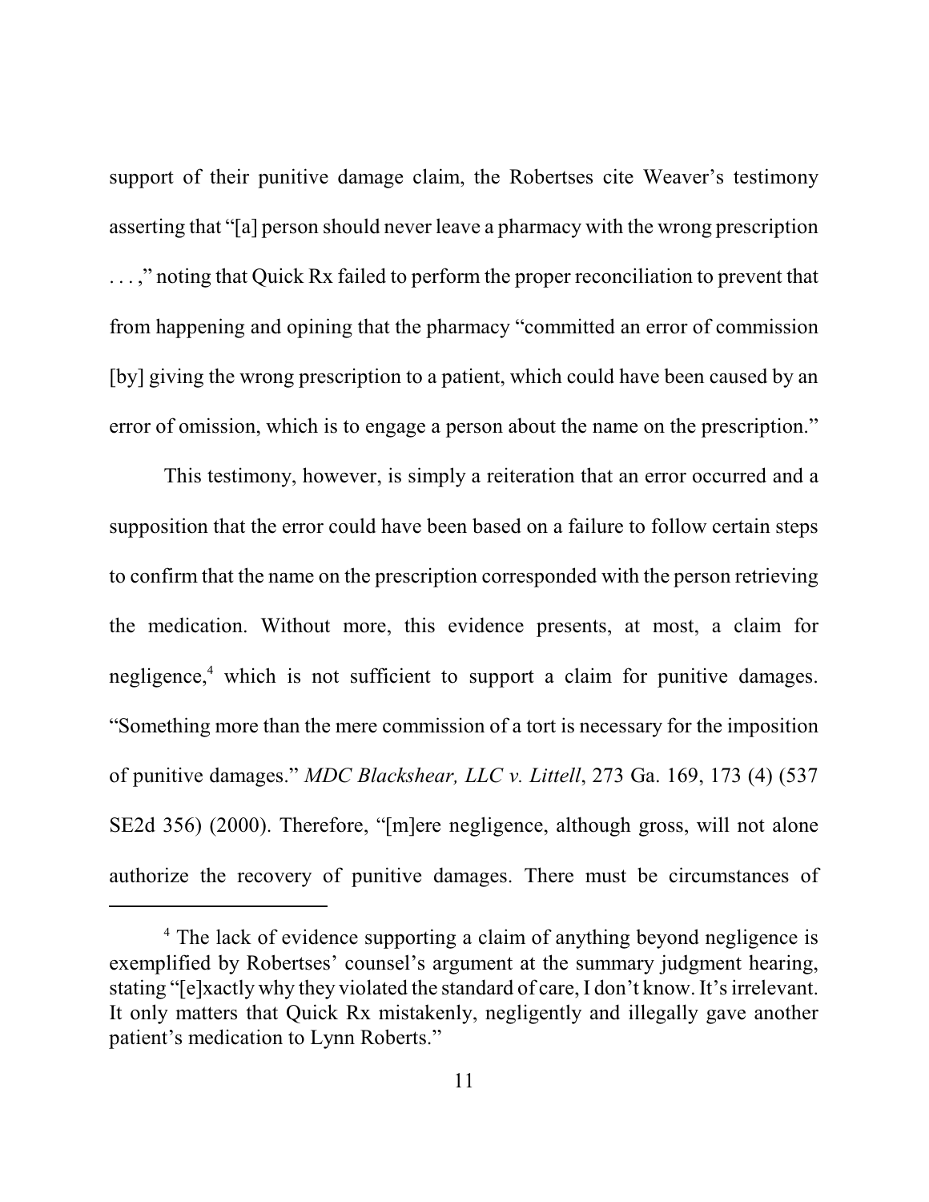support of their punitive damage claim, the Robertses cite Weaver's testimony asserting that "[a] person should never leave a pharmacy with the wrong prescription . . . ," noting that Quick Rx failed to perform the proper reconciliation to prevent that from happening and opining that the pharmacy "committed an error of commission [by] giving the wrong prescription to a patient, which could have been caused by an error of omission, which is to engage a person about the name on the prescription."

This testimony, however, is simply a reiteration that an error occurred and a supposition that the error could have been based on a failure to follow certain steps to confirm that the name on the prescription corresponded with the person retrieving the medication. Without more, this evidence presents, at most, a claim for negligence,[4] which is not sufficient to support a claim for punitive damages. "Something more than the mere commission of a tort is necessary for the imposition of punitive damages." *MDC Blackshear, LLC v. Littell*, 273 Ga. 169, 173 (4) (537 SE2d 356) (2000). Therefore, "[m]ere negligence, although gross, will not alone authorize the recovery of punitive damages. There must be circumstances of

---

[4] The lack of evidence supporting a claim of anything beyond negligence is exemplified by Robertses' counsel's argument at the summary judgment hearing, stating "[e]xactly why they violated the standard of care, I don't know. It's irrelevant. It only matters that Quick Rx mistakenly, negligently and illegally gave another patient's medication to Lynn Roberts."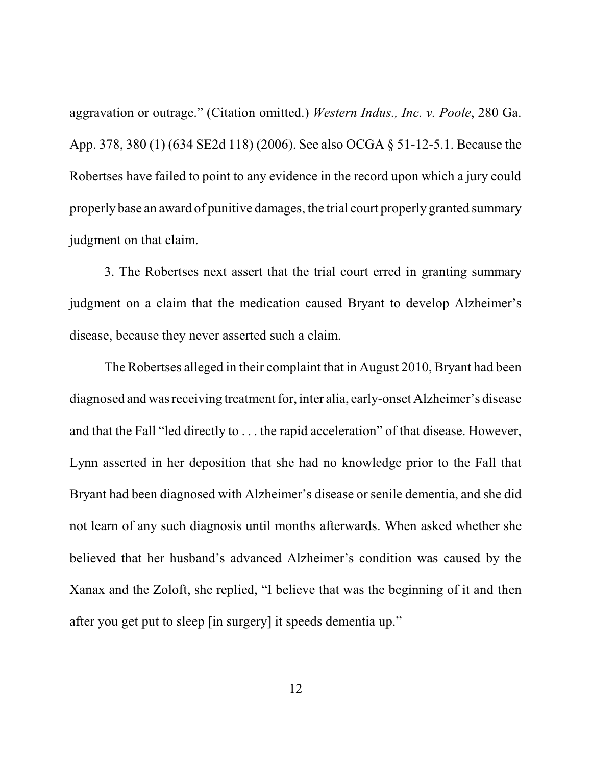aggravation or outrage." (Citation omitted.) *Western Indus., Inc. v. Poole*, 280 Ga. App. 378, 380 (1) (634 SE2d 118) (2006). See also OCGA § 51-12-5.1. Because the Robertses have failed to point to any evidence in the record upon which a jury could properly base an award of punitive damages, the trial court properly granted summary judgment on that claim.

3. The Robertses next assert that the trial court erred in granting summary judgment on a claim that the medication caused Bryant to develop Alzheimer's disease, because they never asserted such a claim.

The Robertses alleged in their complaint that in August 2010, Bryant had been diagnosed and was receiving treatment for, inter alia, early-onset Alzheimer's disease and that the Fall "led directly to . . . the rapid acceleration" of that disease. However, Lynn asserted in her deposition that she had no knowledge prior to the Fall that Bryant had been diagnosed with Alzheimer's disease or senile dementia, and she did not learn of any such diagnosis until months afterwards. When asked whether she believed that her husband's advanced Alzheimer's condition was caused by the Xanax and the Zoloft, she replied, "I believe that was the beginning of it and then after you get put to sleep [in surgery] it speeds dementia up."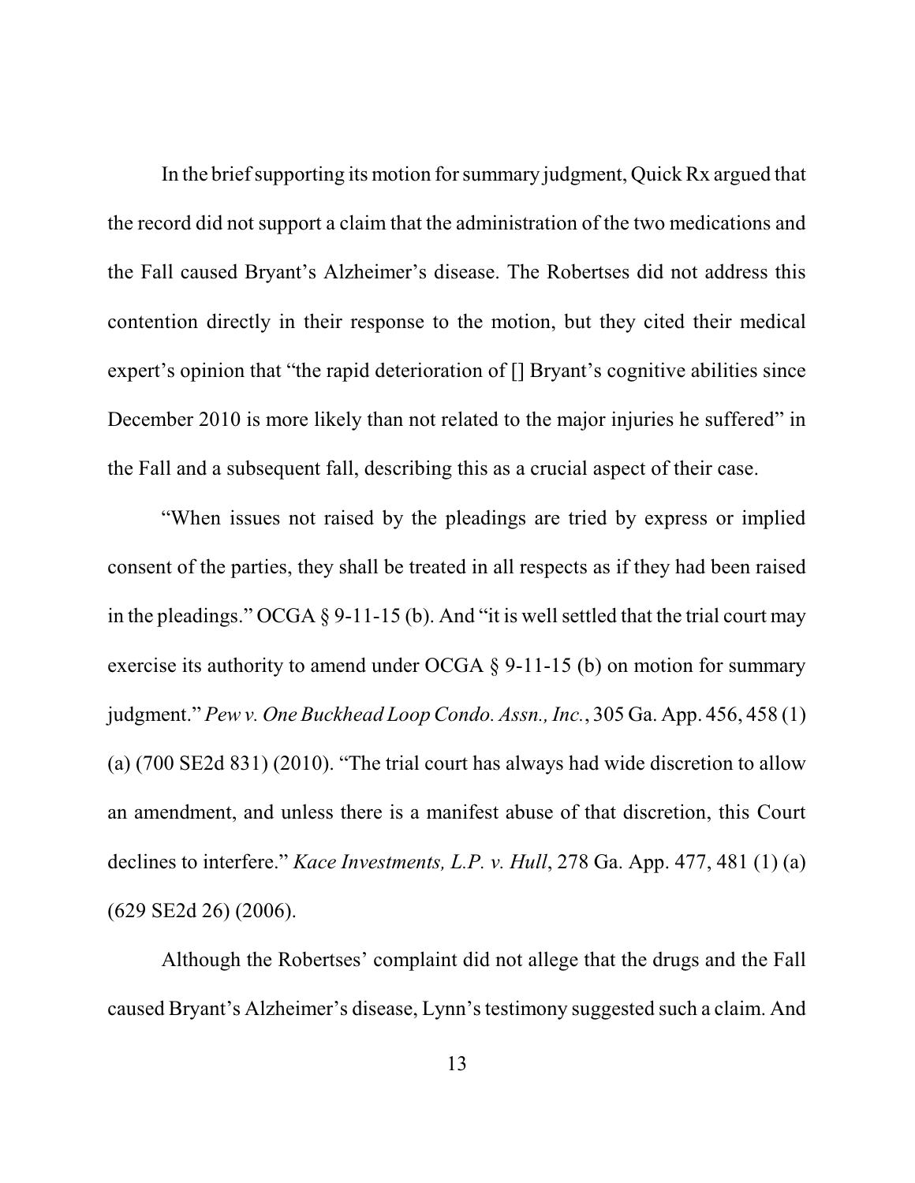In the brief supporting its motion for summary judgment, Quick Rx argued that the record did not support a claim that the administration of the two medications and the Fall caused Bryant's Alzheimer's disease. The Robertses did not address this contention directly in their response to the motion, but they cited their medical expert's opinion that "the rapid deterioration of [] Bryant's cognitive abilities since December 2010 is more likely than not related to the major injuries he suffered" in the Fall and a subsequent fall, describing this as a crucial aspect of their case.

"When issues not raised by the pleadings are tried by express or implied consent of the parties, they shall be treated in all respects as if they had been raised in the pleadings." OCGA § 9-11-15 (b). And "it is well settled that the trial court may exercise its authority to amend under OCGA § 9-11-15 (b) on motion for summary judgment." *Pew v. One Buckhead Loop Condo. Assn., Inc.*, 305 Ga. App. 456, 458 (1) (a) (700 SE2d 831) (2010). "The trial court has always had wide discretion to allow an amendment, and unless there is a manifest abuse of that discretion, this Court declines to interfere." *Kace Investments, L.P. v. Hull*, 278 Ga. App. 477, 481 (1) (a) (629 SE2d 26) (2006).

Although the Robertses' complaint did not allege that the drugs and the Fall caused Bryant's Alzheimer's disease, Lynn's testimony suggested such a claim. And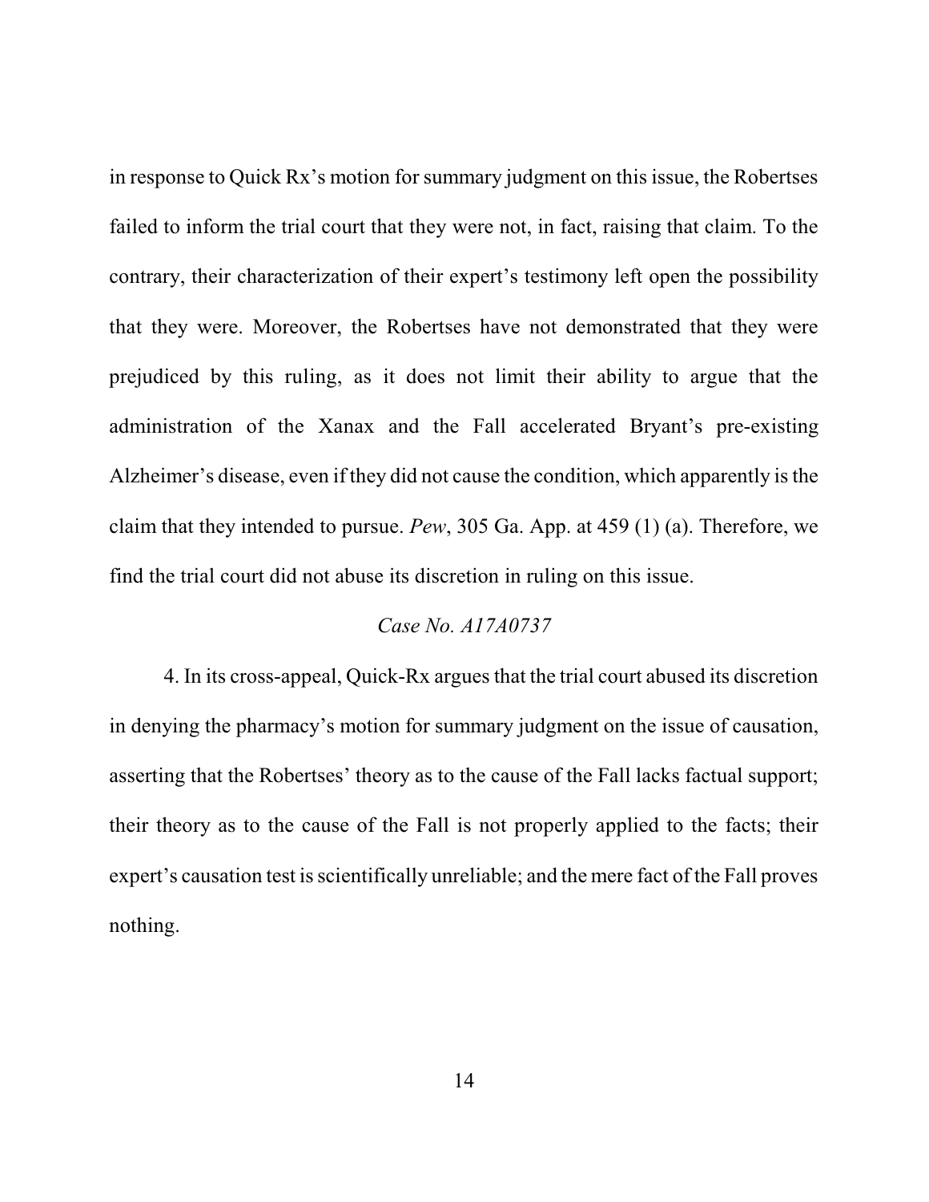in response to Quick Rx's motion for summary judgment on this issue, the Robertses failed to inform the trial court that they were not, in fact, raising that claim. To the contrary, their characterization of their expert's testimony left open the possibility that they were. Moreover, the Robertses have not demonstrated that they were prejudiced by this ruling, as it does not limit their ability to argue that the administration of the Xanax and the Fall accelerated Bryant's pre-existing Alzheimer's disease, even if they did not cause the condition, which apparently is the claim that they intended to pursue. *Pew*, 305 Ga. App. at 459 (1) (a). Therefore, we find the trial court did not abuse its discretion in ruling on this issue.

*Case No. A17A0737*

4. In its cross-appeal, Quick-Rx argues that the trial court abused its discretion in denying the pharmacy's motion for summary judgment on the issue of causation, asserting that the Robertses' theory as to the cause of the Fall lacks factual support; their theory as to the cause of the Fall is not properly applied to the facts; their expert's causation test is scientifically unreliable; and the mere fact of the Fall proves nothing.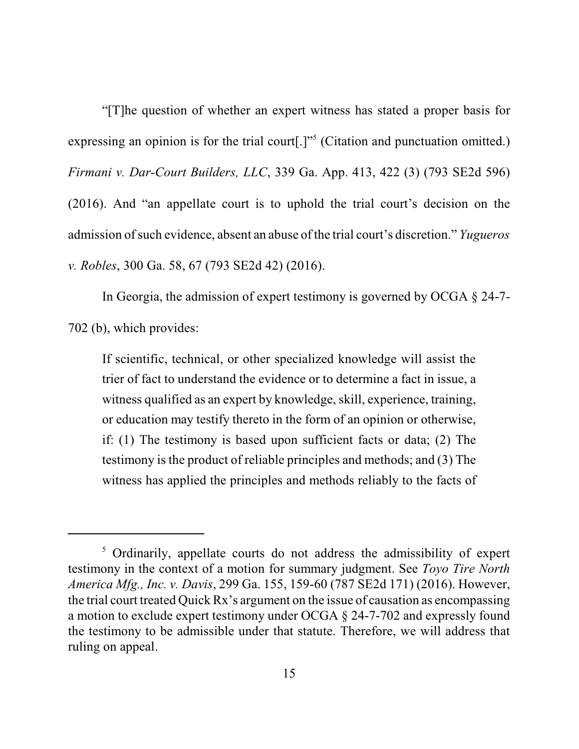"[T]he question of whether an expert witness has stated a proper basis for expressing an opinion is for the trial court[.]"[5] (Citation and punctuation omitted.) *Firmani v. Dar-Court Builders, LLC*, 339 Ga. App. 413, 422 (3) (793 SE2d 596) (2016). And "an appellate court is to uphold the trial court's decision on the admission of such evidence, absent an abuse of the trial court's discretion." *Yugueros v. Robles*, 300 Ga. 58, 67 (793 SE2d 42) (2016).

In Georgia, the admission of expert testimony is governed by OCGA § 24-7-702 (b), which provides:

> If scientific, technical, or other specialized knowledge will assist the trier of fact to understand the evidence or to determine a fact in issue, a witness qualified as an expert by knowledge, skill, experience, training, or education may testify thereto in the form of an opinion or otherwise, if: (1) The testimony is based upon sufficient facts or data; (2) The testimony is the product of reliable principles and methods; and (3) The witness has applied the principles and methods reliably to the facts of

---

[5] Ordinarily, appellate courts do not address the admissibility of expert testimony in the context of a motion for summary judgment. See *Toyo Tire North America Mfg., Inc. v. Davis*, 299 Ga. 155, 159-60 (787 SE2d 171) (2016). However, the trial court treated Quick Rx's argument on the issue of causation as encompassing a motion to exclude expert testimony under OCGA § 24-7-702 and expressly found the testimony to be admissible under that statute. Therefore, we will address that ruling on appeal.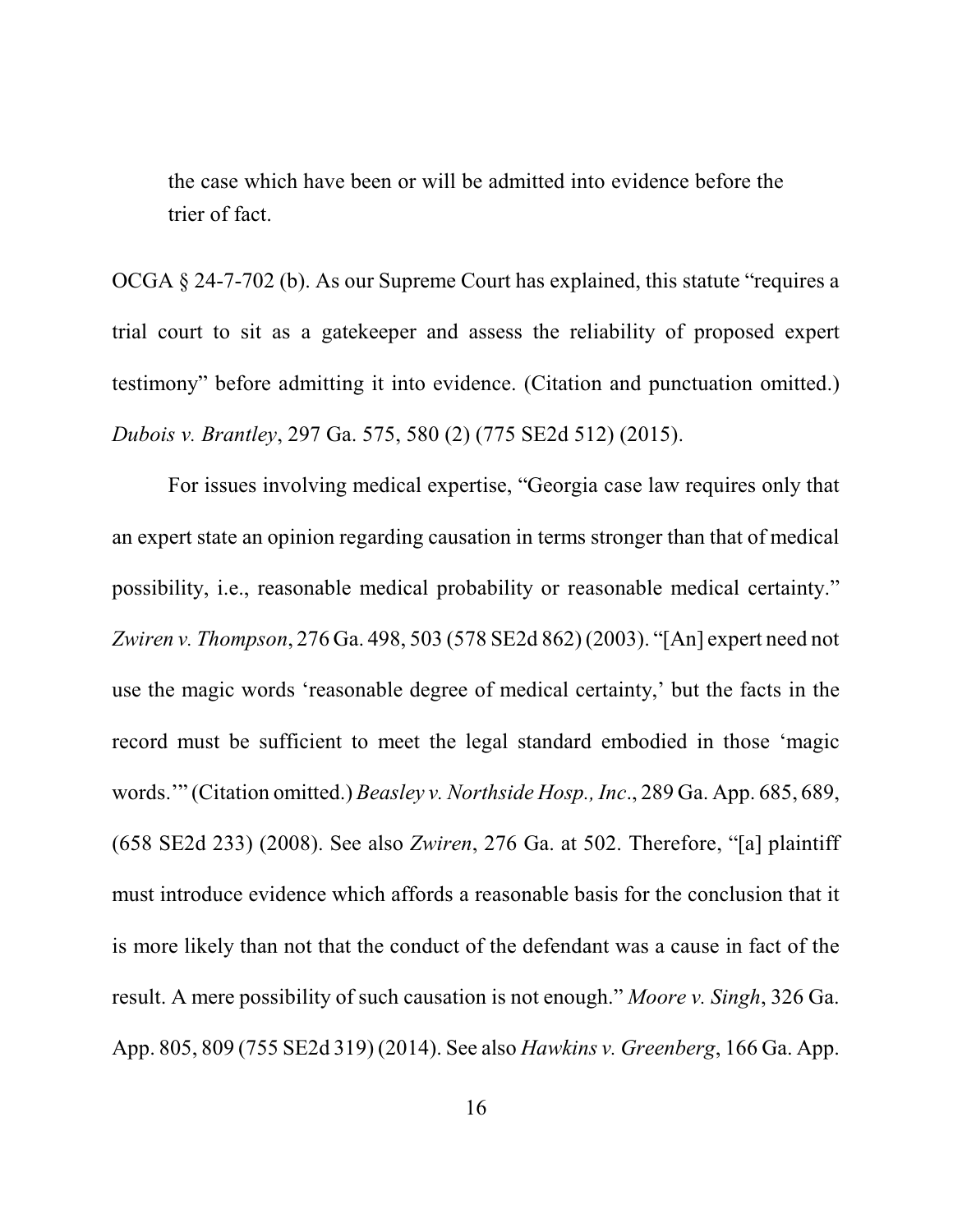the case which have been or will be admitted into evidence before the trier of fact.

OCGA § 24-7-702 (b). As our Supreme Court has explained, this statute "requires a trial court to sit as a gatekeeper and assess the reliability of proposed expert testimony" before admitting it into evidence. (Citation and punctuation omitted.) *Dubois v. Brantley*, 297 Ga. 575, 580 (2) (775 SE2d 512) (2015).

For issues involving medical expertise, "Georgia case law requires only that an expert state an opinion regarding causation in terms stronger than that of medical possibility, i.e., reasonable medical probability or reasonable medical certainty." *Zwiren v. Thompson*, 276 Ga. 498, 503 (578 SE2d 862) (2003). "[An] expert need not use the magic words 'reasonable degree of medical certainty,' but the facts in the record must be sufficient to meet the legal standard embodied in those 'magic words.'" (Citation omitted.) *Beasley v. Northside Hosp., Inc.*, 289 Ga. App. 685, 689, (658 SE2d 233) (2008). See also *Zwiren*, 276 Ga. at 502. Therefore, "[a] plaintiff must introduce evidence which affords a reasonable basis for the conclusion that it is more likely than not that the conduct of the defendant was a cause in fact of the result. A mere possibility of such causation is not enough." *Moore v. Singh*, 326 Ga. App. 805, 809 (755 SE2d 319) (2014). See also *Hawkins v. Greenberg*, 166 Ga. App.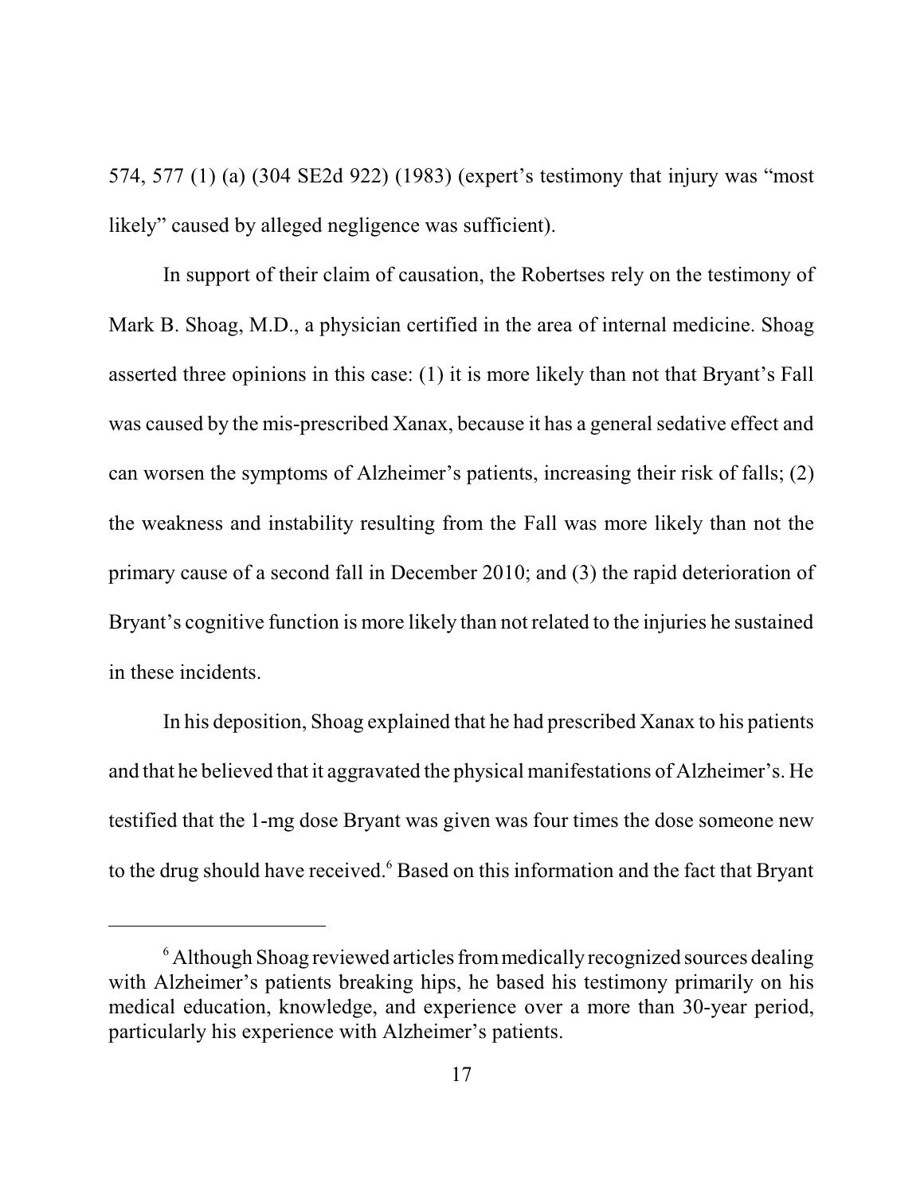574, 577 (1) (a) (304 SE2d 922) (1983) (expert's testimony that injury was "most likely" caused by alleged negligence was sufficient).

In support of their claim of causation, the Robertses rely on the testimony of Mark B. Shoag, M.D., a physician certified in the area of internal medicine. Shoag asserted three opinions in this case: (1) it is more likely than not that Bryant's Fall was caused by the mis-prescribed Xanax, because it has a general sedative effect and can worsen the symptoms of Alzheimer's patients, increasing their risk of falls; (2) the weakness and instability resulting from the Fall was more likely than not the primary cause of a second fall in December 2010; and (3) the rapid deterioration of Bryant's cognitive function is more likely than not related to the injuries he sustained in these incidents.

In his deposition, Shoag explained that he had prescribed Xanax to his patients and that he believed that it aggravated the physical manifestations of Alzheimer's. He testified that the 1-mg dose Bryant was given was four times the dose someone new to the drug should have received.[6] Based on this information and the fact that Bryant

---

[6] Although Shoag reviewed articles from medically recognized sources dealing with Alzheimer's patients breaking hips, he based his testimony primarily on his medical education, knowledge, and experience over a more than 30-year period, particularly his experience with Alzheimer's patients.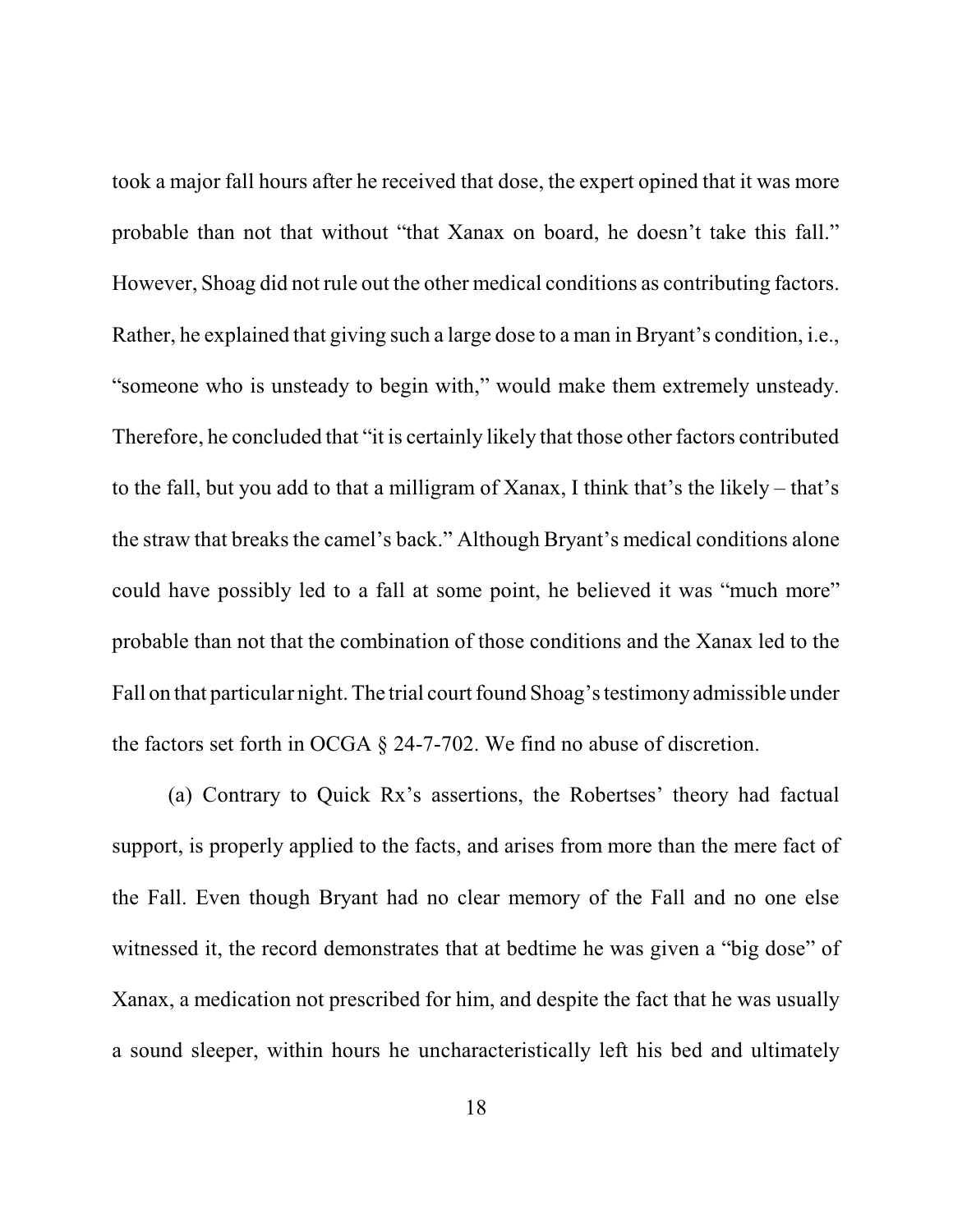took a major fall hours after he received that dose, the expert opined that it was more probable than not that without "that Xanax on board, he doesn't take this fall." However, Shoag did not rule out the other medical conditions as contributing factors. Rather, he explained that giving such a large dose to a man in Bryant's condition, i.e., "someone who is unsteady to begin with," would make them extremely unsteady. Therefore, he concluded that "it is certainly likely that those other factors contributed to the fall, but you add to that a milligram of Xanax, I think that's the likely – that's the straw that breaks the camel's back." Although Bryant's medical conditions alone could have possibly led to a fall at some point, he believed it was "much more" probable than not that the combination of those conditions and the Xanax led to the Fall on that particular night. The trial court found Shoag's testimony admissible under the factors set forth in OCGA § 24-7-702. We find no abuse of discretion.

(a) Contrary to Quick Rx's assertions, the Robertses' theory had factual support, is properly applied to the facts, and arises from more than the mere fact of the Fall. Even though Bryant had no clear memory of the Fall and no one else witnessed it, the record demonstrates that at bedtime he was given a "big dose" of Xanax, a medication not prescribed for him, and despite the fact that he was usually a sound sleeper, within hours he uncharacteristically left his bed and ultimately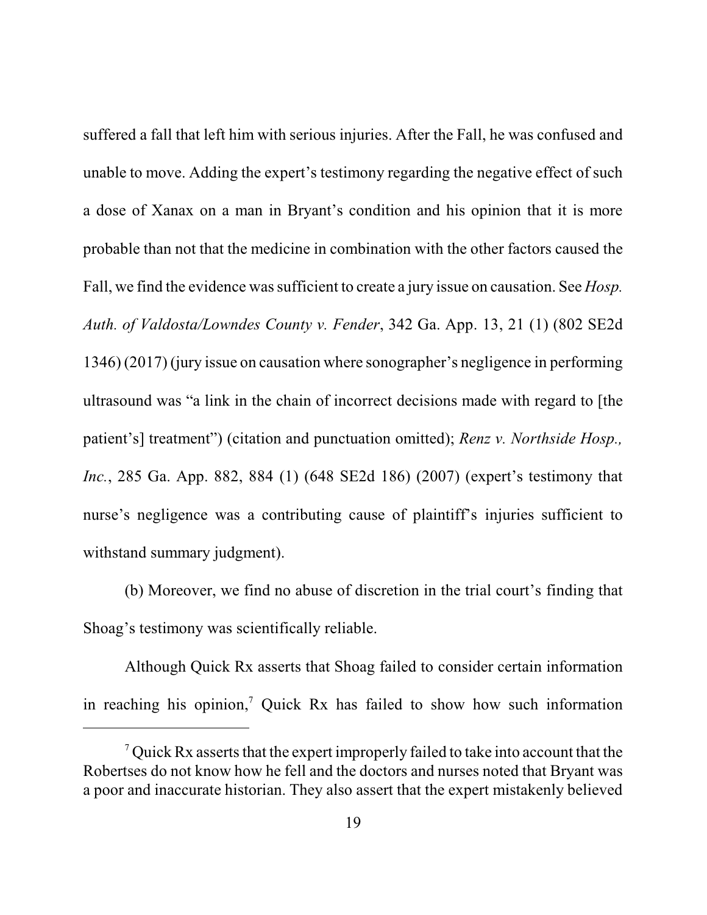suffered a fall that left him with serious injuries. After the Fall, he was confused and unable to move. Adding the expert's testimony regarding the negative effect of such a dose of Xanax on a man in Bryant's condition and his opinion that it is more probable than not that the medicine in combination with the other factors caused the Fall, we find the evidence was sufficient to create a jury issue on causation. See *Hosp. Auth. of Valdosta/Lowndes County v. Fender*, 342 Ga. App. 13, 21 (1) (802 SE2d 1346) (2017) (jury issue on causation where sonographer's negligence in performing ultrasound was "a link in the chain of incorrect decisions made with regard to [the patient's] treatment") (citation and punctuation omitted); *Renz v. Northside Hosp., Inc.*, 285 Ga. App. 882, 884 (1) (648 SE2d 186) (2007) (expert's testimony that nurse's negligence was a contributing cause of plaintiff's injuries sufficient to withstand summary judgment).

(b) Moreover, we find no abuse of discretion in the trial court's finding that Shoag's testimony was scientifically reliable.

Although Quick Rx asserts that Shoag failed to consider certain information in reaching his opinion,[7] Quick Rx has failed to show how such information

---

[7] Quick Rx asserts that the expert improperly failed to take into account that the Robertses do not know how he fell and the doctors and nurses noted that Bryant was a poor and inaccurate historian. They also assert that the expert mistakenly believed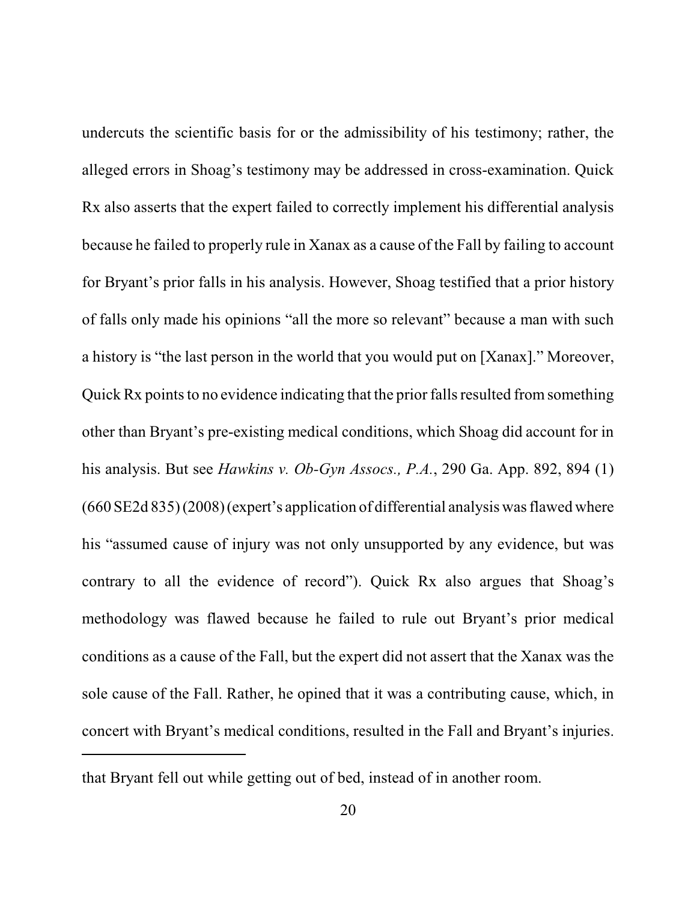undercuts the scientific basis for or the admissibility of his testimony; rather, the alleged errors in Shoag's testimony may be addressed in cross-examination. Quick Rx also asserts that the expert failed to correctly implement his differential analysis because he failed to properly rule in Xanax as a cause of the Fall by failing to account for Bryant's prior falls in his analysis. However, Shoag testified that a prior history of falls only made his opinions "all the more so relevant" because a man with such a history is "the last person in the world that you would put on [Xanax]." Moreover, Quick Rx points to no evidence indicating that the prior falls resulted from something other than Bryant's pre-existing medical conditions, which Shoag did account for in his analysis. But see *Hawkins v. Ob-Gyn Assocs., P.A.*, 290 Ga. App. 892, 894 (1) (660 SE2d 835) (2008) (expert's application of differential analysis was flawed where his "assumed cause of injury was not only unsupported by any evidence, but was contrary to all the evidence of record"). Quick Rx also argues that Shoag's methodology was flawed because he failed to rule out Bryant's prior medical conditions as a cause of the Fall, but the expert did not assert that the Xanax was the sole cause of the Fall. Rather, he opined that it was a contributing cause, which, in concert with Bryant's medical conditions, resulted in the Fall and Bryant's injuries.

---

that Bryant fell out while getting out of bed, instead of in another room.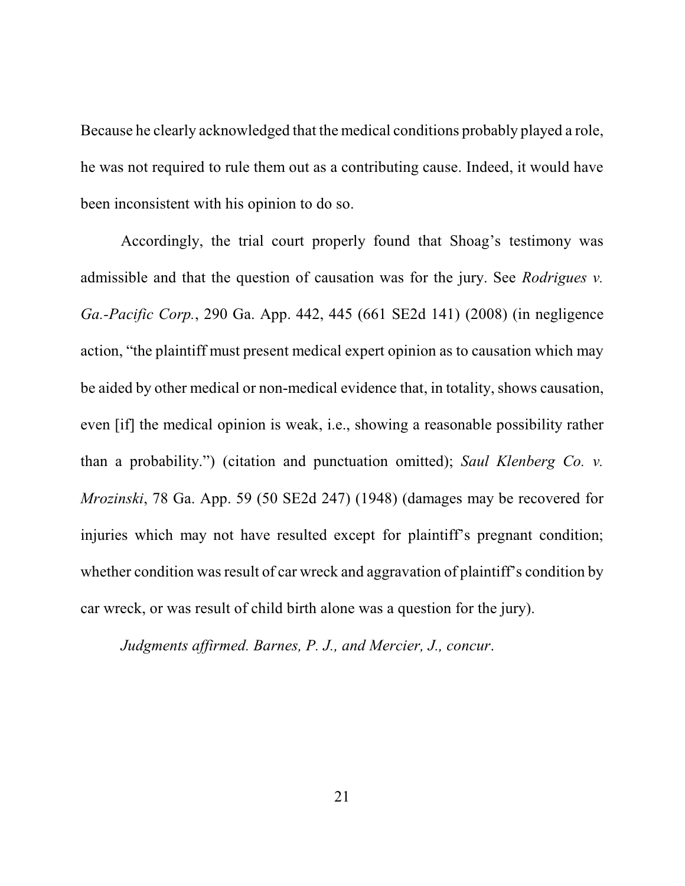Because he clearly acknowledged that the medical conditions probably played a role, he was not required to rule them out as a contributing cause. Indeed, it would have been inconsistent with his opinion to do so.

Accordingly, the trial court properly found that Shoag's testimony was admissible and that the question of causation was for the jury. See *Rodrigues v. Ga.-Pacific Corp.*, 290 Ga. App. 442, 445 (661 SE2d 141) (2008) (in negligence action, "the plaintiff must present medical expert opinion as to causation which may be aided by other medical or non-medical evidence that, in totality, shows causation, even [if] the medical opinion is weak, i.e., showing a reasonable possibility rather than a probability.") (citation and punctuation omitted); *Saul Klenberg Co. v. Mrozinski*, 78 Ga. App. 59 (50 SE2d 247) (1948) (damages may be recovered for injuries which may not have resulted except for plaintiff's pregnant condition; whether condition was result of car wreck and aggravation of plaintiff's condition by car wreck, or was result of child birth alone was a question for the jury).

*Judgments affirmed. Barnes, P. J., and Mercier, J., concur*.